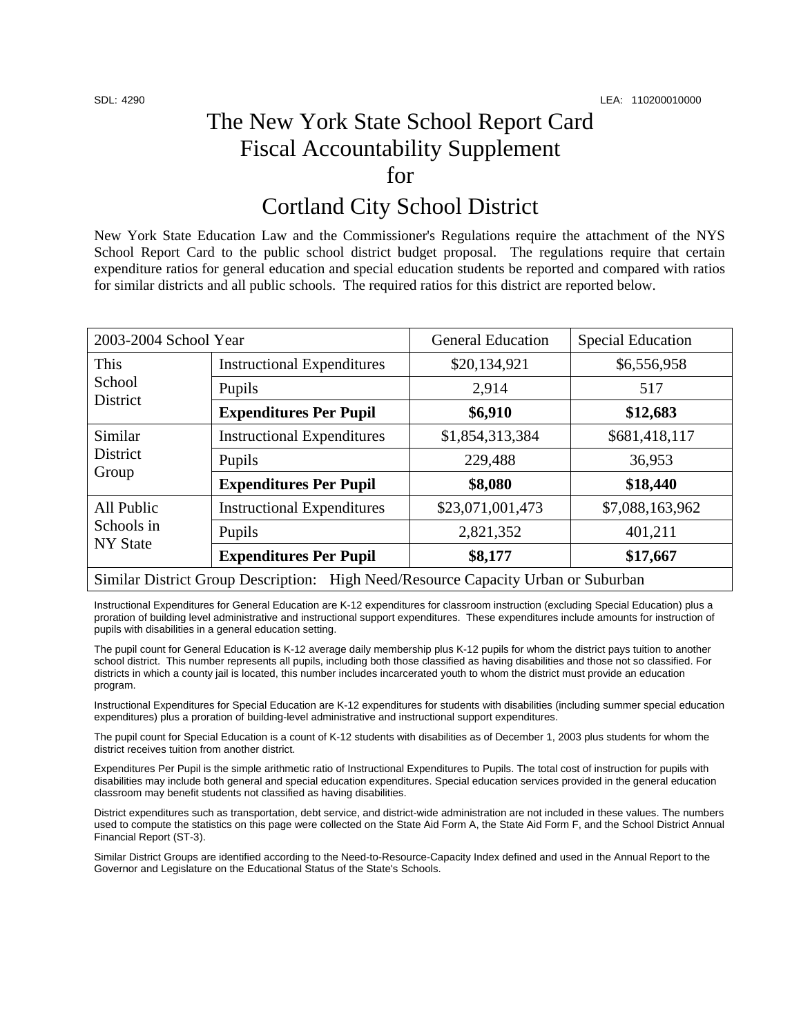SDL: 4290 LEA: 110200010000

# The New York State School Report Card Fiscal Accountability Supplement for

# Cortland City School District

New York State Education Law and the Commissioner's Regulations require the attachment of the NYS School Report Card to the public school district budget proposal. The regulations require that certain expenditure ratios for general education and special education students be reported and compared with ratios for similar districts and all public schools. The required ratios for this district are reported below.

| 2003-2004 School Year | | General Education | Special Education |
|---|---|---|---|
| This School District | Instructional Expenditures | $20,134,921 | $6,556,958 |
| | Pupils | 2,914 | 517 |
| | **Expenditures Per Pupil** | **$6,910** | **$12,683** |
| Similar District Group | Instructional Expenditures | $1,854,313,384 | $681,418,117 |
| | Pupils | 229,488 | 36,953 |
| | **Expenditures Per Pupil** | **$8,080** | **$18,440** |
| All Public Schools in NY State | Instructional Expenditures | $23,071,001,473 | $7,088,163,962 |
| | Pupils | 2,821,352 | 401,211 |
| | **Expenditures Per Pupil** | **$8,177** | **$17,667** |
| Similar District Group Description: High Need/Resource Capacity Urban or Suburban | | | |

Instructional Expenditures for General Education are K-12 expenditures for classroom instruction (excluding Special Education) plus a proration of building level administrative and instructional support expenditures. These expenditures include amounts for instruction of pupils with disabilities in a general education setting.

The pupil count for General Education is K-12 average daily membership plus K-12 pupils for whom the district pays tuition to another school district. This number represents all pupils, including both those classified as having disabilities and those not so classified. For districts in which a county jail is located, this number includes incarcerated youth to whom the district must provide an education program.

Instructional Expenditures for Special Education are K-12 expenditures for students with disabilities (including summer special education expenditures) plus a proration of building-level administrative and instructional support expenditures.

The pupil count for Special Education is a count of K-12 students with disabilities as of December 1, 2003 plus students for whom the district receives tuition from another district.

Expenditures Per Pupil is the simple arithmetic ratio of Instructional Expenditures to Pupils. The total cost of instruction for pupils with disabilities may include both general and special education expenditures. Special education services provided in the general education classroom may benefit students not classified as having disabilities.

District expenditures such as transportation, debt service, and district-wide administration are not included in these values. The numbers used to compute the statistics on this page were collected on the State Aid Form A, the State Aid Form F, and the School District Annual Financial Report (ST-3).

Similar District Groups are identified according to the Need-to-Resource-Capacity Index defined and used in the Annual Report to the Governor and Legislature on the Educational Status of the State's Schools.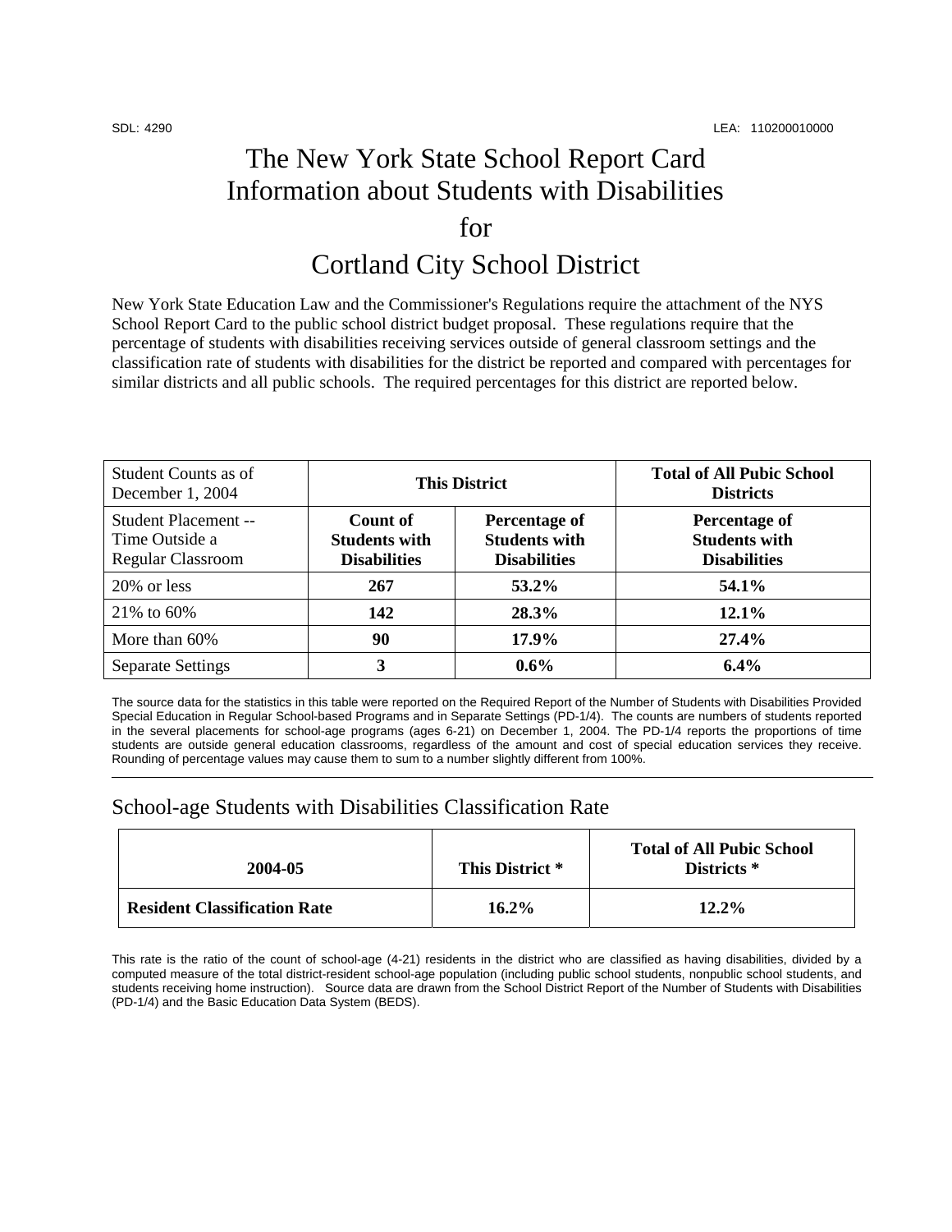SDL: 4290 LEA: 110200010000

# The New York State School Report Card Information about Students with Disabilities for Cortland City School District

New York State Education Law and the Commissioner's Regulations require the attachment of the NYS School Report Card to the public school district budget proposal. These regulations require that the percentage of students with disabilities receiving services outside of general classroom settings and the classification rate of students with disabilities for the district be reported and compared with percentages for similar districts and all public schools. The required percentages for this district are reported below.

| Student Counts as of December 1, 2004 | **This District** | | **Total of All Pubic School Districts** |
|---|---|---|---|
| Student Placement -- Time Outside a Regular Classroom | **Count of Students with Disabilities** | **Percentage of Students with Disabilities** | **Percentage of Students with Disabilities** |
| 20% or less | **267** | **53.2%** | **54.1%** |
| 21% to 60% | **142** | **28.3%** | **12.1%** |
| More than 60% | **90** | **17.9%** | **27.4%** |
| Separate Settings | **3** | **0.6%** | **6.4%** |

The source data for the statistics in this table were reported on the Required Report of the Number of Students with Disabilities Provided Special Education in Regular School-based Programs and in Separate Settings (PD-1/4). The counts are numbers of students reported in the several placements for school-age programs (ages 6-21) on December 1, 2004. The PD-1/4 reports the proportions of time students are outside general education classrooms, regardless of the amount and cost of special education services they receive. Rounding of percentage values may cause them to sum to a number slightly different from 100%.

## School-age Students with Disabilities Classification Rate

| **2004-05** | **This District *** | **Total of All Pubic School Districts *** |
|---|---|---|
| **Resident Classification Rate** | **16.2%** | **12.2%** |

This rate is the ratio of the count of school-age (4-21) residents in the district who are classified as having disabilities, divided by a computed measure of the total district-resident school-age population (including public school students, nonpublic school students, and students receiving home instruction). Source data are drawn from the School District Report of the Number of Students with Disabilities (PD-1/4) and the Basic Education Data System (BEDS).